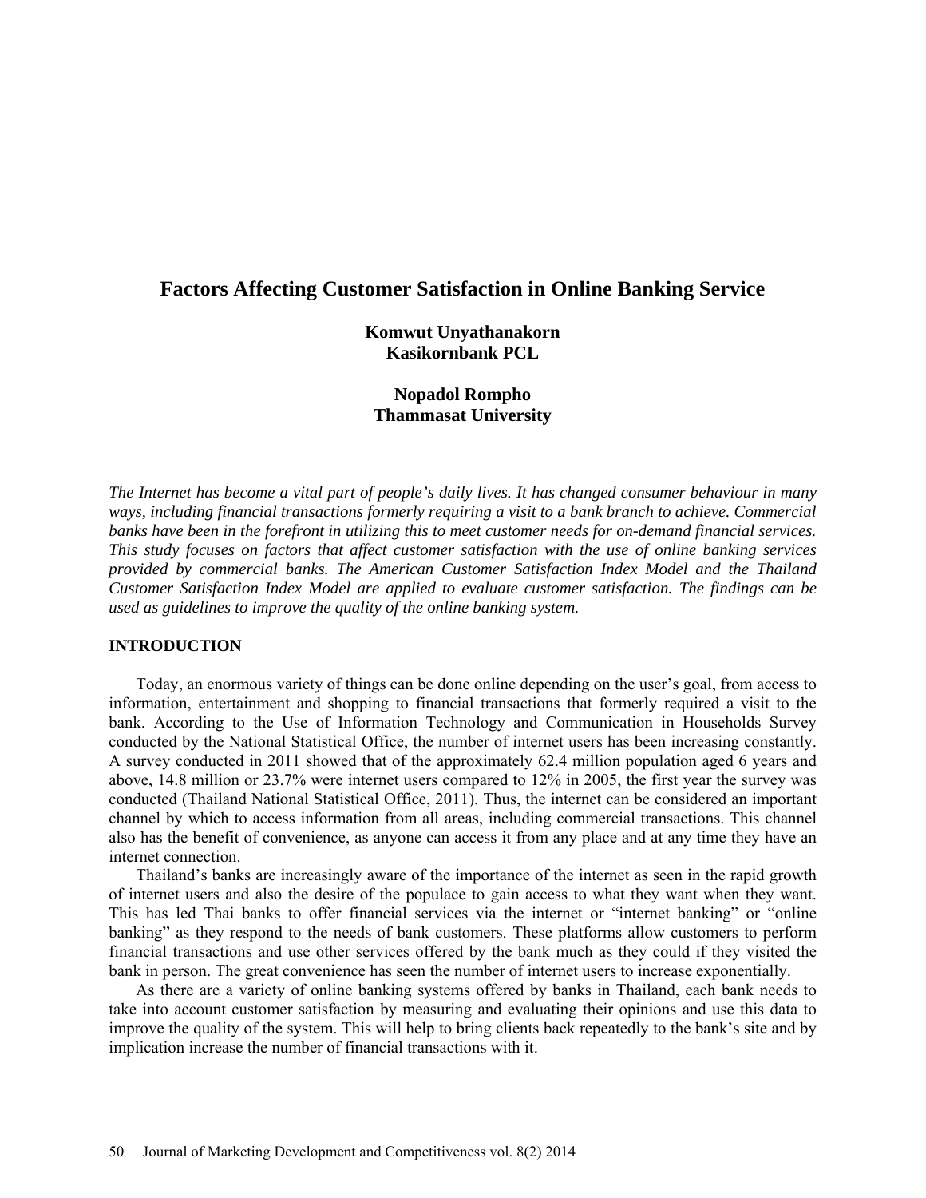# Factors Affecting Customer Satisfaction in Online Banking Service

**Komwut Unyathanakorn**
**Kasikornbank PCL**

**Nopadol Rompho**
**Thammasat University**

*The Internet has become a vital part of people's daily lives. It has changed consumer behaviour in many ways, including financial transactions formerly requiring a visit to a bank branch to achieve. Commercial banks have been in the forefront in utilizing this to meet customer needs for on-demand financial services. This study focuses on factors that affect customer satisfaction with the use of online banking services provided by commercial banks. The American Customer Satisfaction Index Model and the Thailand Customer Satisfaction Index Model are applied to evaluate customer satisfaction. The findings can be used as guidelines to improve the quality of the online banking system.*

## INTRODUCTION

Today, an enormous variety of things can be done online depending on the user's goal, from access to information, entertainment and shopping to financial transactions that formerly required a visit to the bank. According to the Use of Information Technology and Communication in Households Survey conducted by the National Statistical Office, the number of internet users has been increasing constantly. A survey conducted in 2011 showed that of the approximately 62.4 million population aged 6 years and above, 14.8 million or 23.7% were internet users compared to 12% in 2005, the first year the survey was conducted (Thailand National Statistical Office, 2011). Thus, the internet can be considered an important channel by which to access information from all areas, including commercial transactions. This channel also has the benefit of convenience, as anyone can access it from any place and at any time they have an internet connection.

Thailand's banks are increasingly aware of the importance of the internet as seen in the rapid growth of internet users and also the desire of the populace to gain access to what they want when they want. This has led Thai banks to offer financial services via the internet or "internet banking" or "online banking" as they respond to the needs of bank customers. These platforms allow customers to perform financial transactions and use other services offered by the bank much as they could if they visited the bank in person. The great convenience has seen the number of internet users to increase exponentially.

As there are a variety of online banking systems offered by banks in Thailand, each bank needs to take into account customer satisfaction by measuring and evaluating their opinions and use this data to improve the quality of the system. This will help to bring clients back repeatedly to the bank's site and by implication increase the number of financial transactions with it.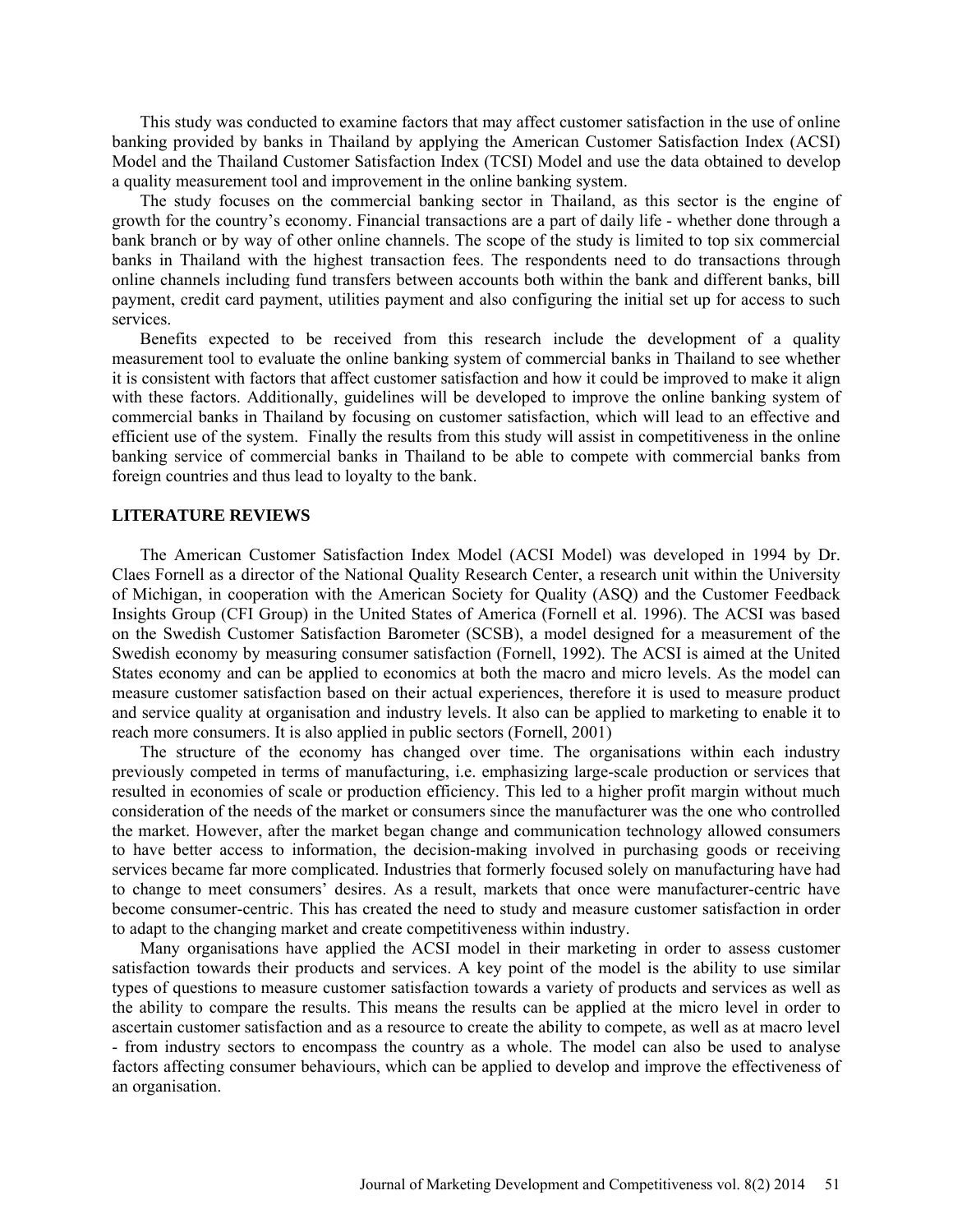This study was conducted to examine factors that may affect customer satisfaction in the use of online banking provided by banks in Thailand by applying the American Customer Satisfaction Index (ACSI) Model and the Thailand Customer Satisfaction Index (TCSI) Model and use the data obtained to develop a quality measurement tool and improvement in the online banking system.

The study focuses on the commercial banking sector in Thailand, as this sector is the engine of growth for the country's economy. Financial transactions are a part of daily life - whether done through a bank branch or by way of other online channels. The scope of the study is limited to top six commercial banks in Thailand with the highest transaction fees. The respondents need to do transactions through online channels including fund transfers between accounts both within the bank and different banks, bill payment, credit card payment, utilities payment and also configuring the initial set up for access to such services.

Benefits expected to be received from this research include the development of a quality measurement tool to evaluate the online banking system of commercial banks in Thailand to see whether it is consistent with factors that affect customer satisfaction and how it could be improved to make it align with these factors. Additionally, guidelines will be developed to improve the online banking system of commercial banks in Thailand by focusing on customer satisfaction, which will lead to an effective and efficient use of the system. Finally the results from this study will assist in competitiveness in the online banking service of commercial banks in Thailand to be able to compete with commercial banks from foreign countries and thus lead to loyalty to the bank.

## LITERATURE REVIEWS

The American Customer Satisfaction Index Model (ACSI Model) was developed in 1994 by Dr. Claes Fornell as a director of the National Quality Research Center, a research unit within the University of Michigan, in cooperation with the American Society for Quality (ASQ) and the Customer Feedback Insights Group (CFI Group) in the United States of America (Fornell et al. 1996). The ACSI was based on the Swedish Customer Satisfaction Barometer (SCSB), a model designed for a measurement of the Swedish economy by measuring consumer satisfaction (Fornell, 1992). The ACSI is aimed at the United States economy and can be applied to economics at both the macro and micro levels. As the model can measure customer satisfaction based on their actual experiences, therefore it is used to measure product and service quality at organisation and industry levels. It also can be applied to marketing to enable it to reach more consumers. It is also applied in public sectors (Fornell, 2001)

The structure of the economy has changed over time. The organisations within each industry previously competed in terms of manufacturing, i.e. emphasizing large-scale production or services that resulted in economies of scale or production efficiency. This led to a higher profit margin without much consideration of the needs of the market or consumers since the manufacturer was the one who controlled the market. However, after the market began change and communication technology allowed consumers to have better access to information, the decision-making involved in purchasing goods or receiving services became far more complicated. Industries that formerly focused solely on manufacturing have had to change to meet consumers' desires. As a result, markets that once were manufacturer-centric have become consumer-centric. This has created the need to study and measure customer satisfaction in order to adapt to the changing market and create competitiveness within industry.

Many organisations have applied the ACSI model in their marketing in order to assess customer satisfaction towards their products and services. A key point of the model is the ability to use similar types of questions to measure customer satisfaction towards a variety of products and services as well as the ability to compare the results. This means the results can be applied at the micro level in order to ascertain customer satisfaction and as a resource to create the ability to compete, as well as at macro level - from industry sectors to encompass the country as a whole. The model can also be used to analyse factors affecting consumer behaviours, which can be applied to develop and improve the effectiveness of an organisation.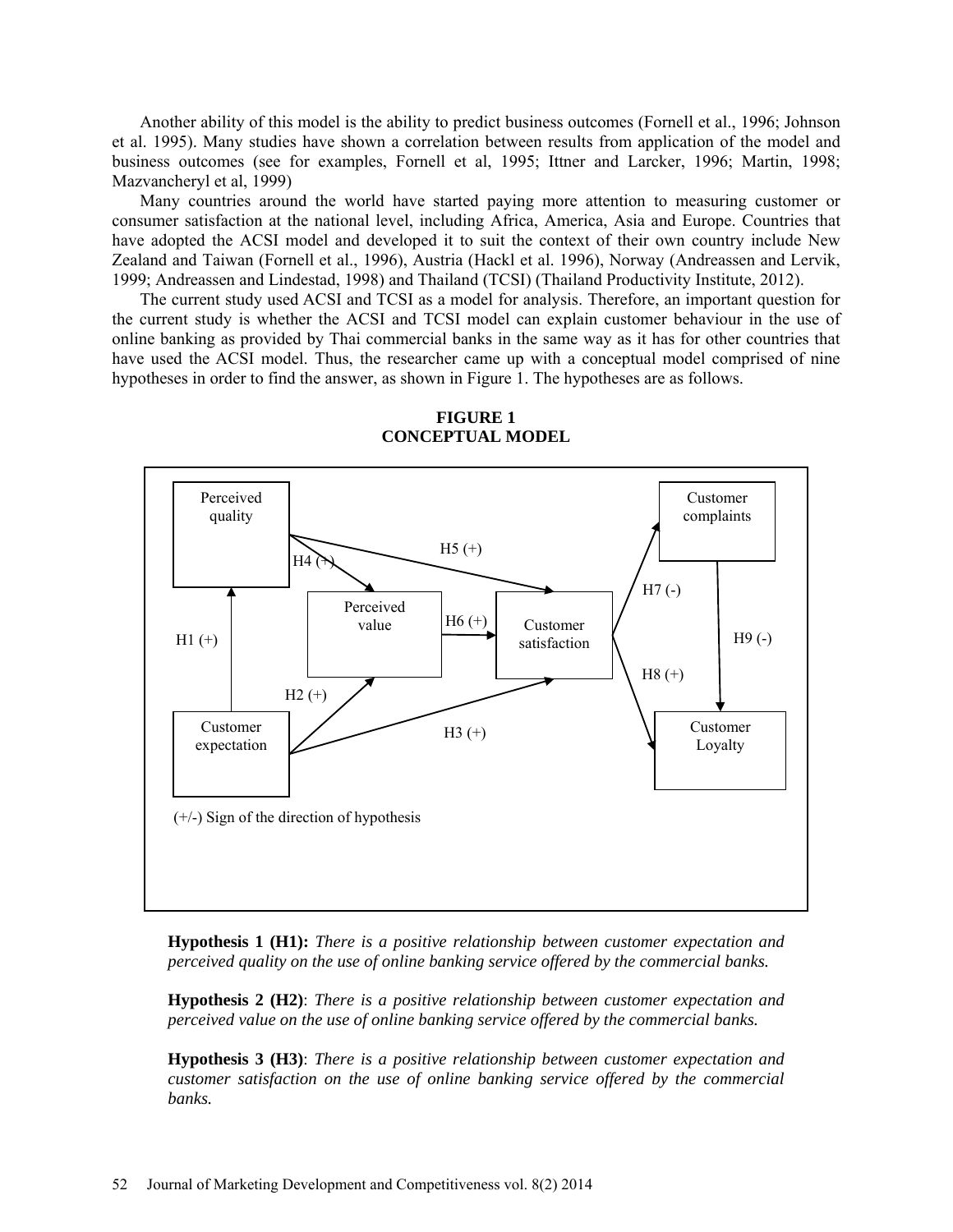Another ability of this model is the ability to predict business outcomes (Fornell et al., 1996; Johnson et al. 1995). Many studies have shown a correlation between results from application of the model and business outcomes (see for examples, Fornell et al, 1995; Ittner and Larcker, 1996; Martin, 1998; Mazvancheryl et al, 1999)

Many countries around the world have started paying more attention to measuring customer or consumer satisfaction at the national level, including Africa, America, Asia and Europe. Countries that have adopted the ACSI model and developed it to suit the context of their own country include New Zealand and Taiwan (Fornell et al., 1996), Austria (Hackl et al. 1996), Norway (Andreassen and Lervik, 1999; Andreassen and Lindestad, 1998) and Thailand (TCSI) (Thailand Productivity Institute, 2012).

The current study used ACSI and TCSI as a model for analysis. Therefore, an important question for the current study is whether the ACSI and TCSI model can explain customer behaviour in the use of online banking as provided by Thai commercial banks in the same way as it has for other countries that have used the ACSI model. Thus, the researcher came up with a conceptual model comprised of nine hypotheses in order to find the answer, as shown in Figure 1. The hypotheses are as follows.

**FIGURE 1**
**CONCEPTUAL MODEL**

Perceived quality; Perceived value; Customer satisfaction; Customer complaints; Customer Loyalty; Customer expectation

H1 (+), H2 (+), H3 (+), H4 (+), H5 (+), H6 (+), H7 (-), H8 (+), H9 (-)

(+/-) Sign of the direction of hypothesis

**Hypothesis 1 (H1):** *There is a positive relationship between customer expectation and perceived quality on the use of online banking service offered by the commercial banks.*

**Hypothesis 2 (H2)**: *There is a positive relationship between customer expectation and perceived value on the use of online banking service offered by the commercial banks.*

**Hypothesis 3 (H3)**: *There is a positive relationship between customer expectation and customer satisfaction on the use of online banking service offered by the commercial banks.*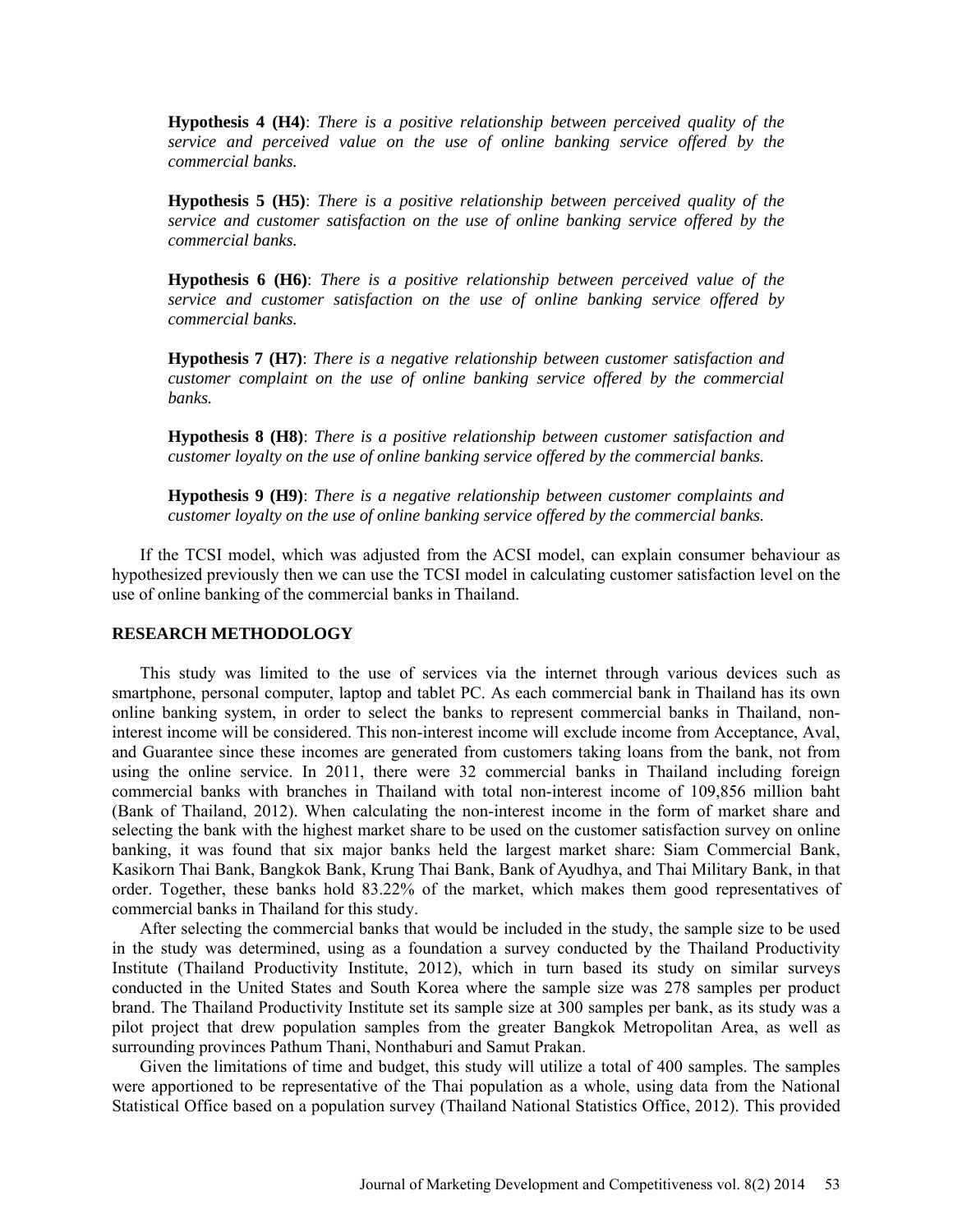**Hypothesis 4 (H4)**: *There is a positive relationship between perceived quality of the service and perceived value on the use of online banking service offered by the commercial banks.*

**Hypothesis 5 (H5)**: *There is a positive relationship between perceived quality of the service and customer satisfaction on the use of online banking service offered by the commercial banks.*

**Hypothesis 6 (H6)**: *There is a positive relationship between perceived value of the service and customer satisfaction on the use of online banking service offered by commercial banks.*

**Hypothesis 7 (H7)**: *There is a negative relationship between customer satisfaction and customer complaint on the use of online banking service offered by the commercial banks.*

**Hypothesis 8 (H8)**: *There is a positive relationship between customer satisfaction and customer loyalty on the use of online banking service offered by the commercial banks.*

**Hypothesis 9 (H9)**: *There is a negative relationship between customer complaints and customer loyalty on the use of online banking service offered by the commercial banks.*

If the TCSI model, which was adjusted from the ACSI model, can explain consumer behaviour as hypothesized previously then we can use the TCSI model in calculating customer satisfaction level on the use of online banking of the commercial banks in Thailand.

## RESEARCH METHODOLOGY

This study was limited to the use of services via the internet through various devices such as smartphone, personal computer, laptop and tablet PC. As each commercial bank in Thailand has its own online banking system, in order to select the banks to represent commercial banks in Thailand, non-interest income will be considered. This non-interest income will exclude income from Acceptance, Aval, and Guarantee since these incomes are generated from customers taking loans from the bank, not from using the online service. In 2011, there were 32 commercial banks in Thailand including foreign commercial banks with branches in Thailand with total non-interest income of 109,856 million baht (Bank of Thailand, 2012). When calculating the non-interest income in the form of market share and selecting the bank with the highest market share to be used on the customer satisfaction survey on online banking, it was found that six major banks held the largest market share: Siam Commercial Bank, Kasikorn Thai Bank, Bangkok Bank, Krung Thai Bank, Bank of Ayudhya, and Thai Military Bank, in that order. Together, these banks hold 83.22% of the market, which makes them good representatives of commercial banks in Thailand for this study.

After selecting the commercial banks that would be included in the study, the sample size to be used in the study was determined, using as a foundation a survey conducted by the Thailand Productivity Institute (Thailand Productivity Institute, 2012), which in turn based its study on similar surveys conducted in the United States and South Korea where the sample size was 278 samples per product brand. The Thailand Productivity Institute set its sample size at 300 samples per bank, as its study was a pilot project that drew population samples from the greater Bangkok Metropolitan Area, as well as surrounding provinces Pathum Thani, Nonthaburi and Samut Prakan.

Given the limitations of time and budget, this study will utilize a total of 400 samples. The samples were apportioned to be representative of the Thai population as a whole, using data from the National Statistical Office based on a population survey (Thailand National Statistics Office, 2012). This provided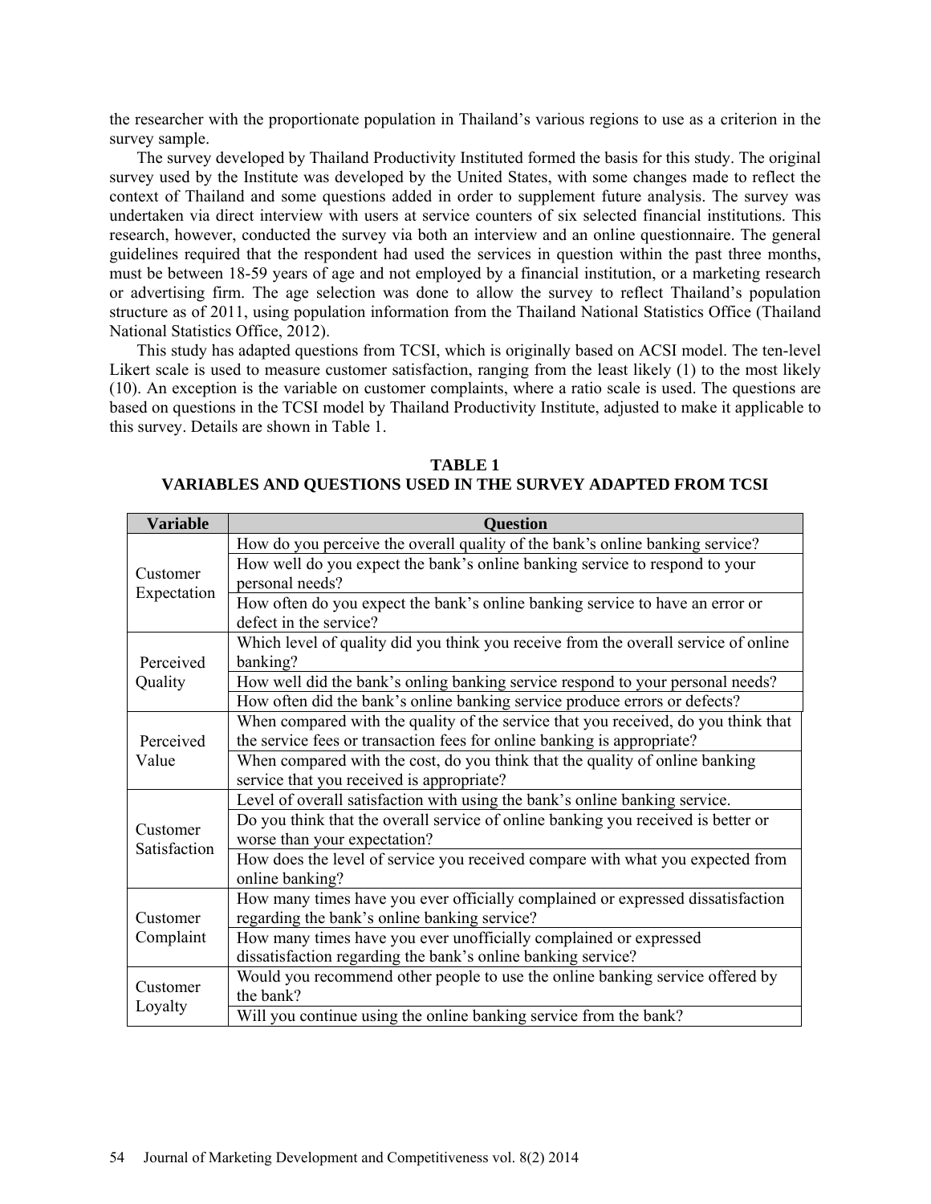the researcher with the proportionate population in Thailand's various regions to use as a criterion in the survey sample.

The survey developed by Thailand Productivity Instituted formed the basis for this study. The original survey used by the Institute was developed by the United States, with some changes made to reflect the context of Thailand and some questions added in order to supplement future analysis. The survey was undertaken via direct interview with users at service counters of six selected financial institutions. This research, however, conducted the survey via both an interview and an online questionnaire. The general guidelines required that the respondent had used the services in question within the past three months, must be between 18-59 years of age and not employed by a financial institution, or a marketing research or advertising firm. The age selection was done to allow the survey to reflect Thailand's population structure as of 2011, using population information from the Thailand National Statistics Office (Thailand National Statistics Office, 2012).

This study has adapted questions from TCSI, which is originally based on ACSI model. The ten-level Likert scale is used to measure customer satisfaction, ranging from the least likely (1) to the most likely (10). An exception is the variable on customer complaints, where a ratio scale is used. The questions are based on questions in the TCSI model by Thailand Productivity Institute, adjusted to make it applicable to this survey. Details are shown in Table 1.

**TABLE 1**
**VARIABLES AND QUESTIONS USED IN THE SURVEY ADAPTED FROM TCSI**

| Variable | Question |
|---|---|
| Customer Expectation | How do you perceive the overall quality of the bank's online banking service? |
| | How well do you expect the bank's online banking service to respond to your personal needs? |
| | How often do you expect the bank's online banking service to have an error or defect in the service? |
| Perceived Quality | Which level of quality did you think you receive from the overall service of online banking? |
| | How well did the bank's onling banking service respond to your personal needs? |
| | How often did the bank's online banking service produce errors or defects? |
| Perceived Value | When compared with the quality of the service that you received, do you think that the service fees or transaction fees for online banking is appropriate? |
| | When compared with the cost, do you think that the quality of online banking service that you received is appropriate? |
| Customer Satisfaction | Level of overall satisfaction with using the bank's online banking service. |
| | Do you think that the overall service of online banking you received is better or worse than your expectation? |
| | How does the level of service you received compare with what you expected from online banking? |
| Customer Complaint | How many times have you ever officially complained or expressed dissatisfaction regarding the bank's online banking service? |
| | How many times have you ever unofficially complained or expressed dissatisfaction regarding the bank's online banking service? |
| Customer Loyalty | Would you recommend other people to use the online banking service offered by the bank? |
| | Will you continue using the online banking service from the bank? |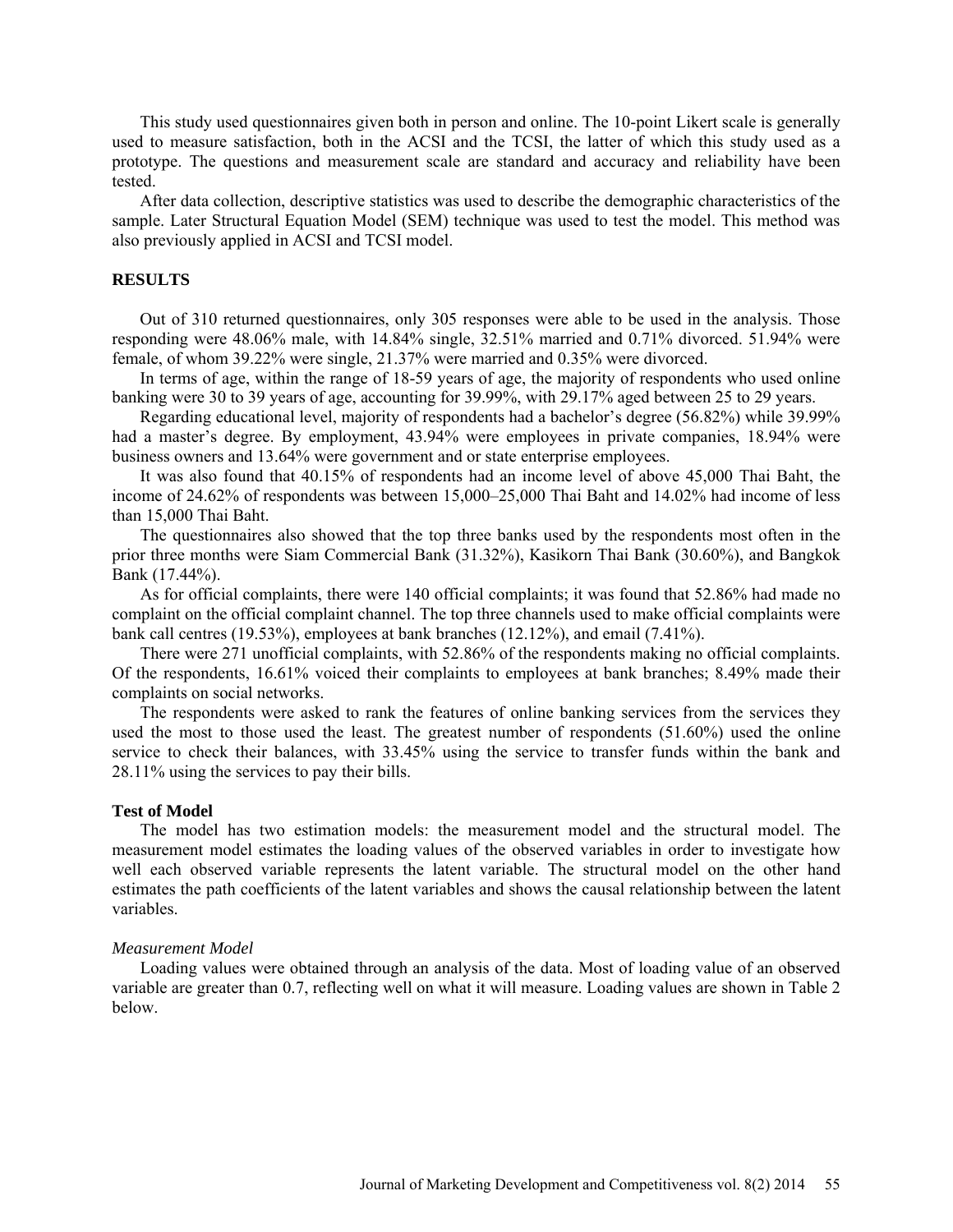This study used questionnaires given both in person and online. The 10-point Likert scale is generally used to measure satisfaction, both in the ACSI and the TCSI, the latter of which this study used as a prototype. The questions and measurement scale are standard and accuracy and reliability have been tested.

After data collection, descriptive statistics was used to describe the demographic characteristics of the sample. Later Structural Equation Model (SEM) technique was used to test the model. This method was also previously applied in ACSI and TCSI model.

## RESULTS

Out of 310 returned questionnaires, only 305 responses were able to be used in the analysis. Those responding were 48.06% male, with 14.84% single, 32.51% married and 0.71% divorced. 51.94% were female, of whom 39.22% were single, 21.37% were married and 0.35% were divorced.

In terms of age, within the range of 18-59 years of age, the majority of respondents who used online banking were 30 to 39 years of age, accounting for 39.99%, with 29.17% aged between 25 to 29 years.

Regarding educational level, majority of respondents had a bachelor's degree (56.82%) while 39.99% had a master's degree. By employment, 43.94% were employees in private companies, 18.94% were business owners and 13.64% were government and or state enterprise employees.

It was also found that 40.15% of respondents had an income level of above 45,000 Thai Baht, the income of 24.62% of respondents was between 15,000–25,000 Thai Baht and 14.02% had income of less than 15,000 Thai Baht.

The questionnaires also showed that the top three banks used by the respondents most often in the prior three months were Siam Commercial Bank (31.32%), Kasikorn Thai Bank (30.60%), and Bangkok Bank (17.44%).

As for official complaints, there were 140 official complaints; it was found that 52.86% had made no complaint on the official complaint channel. The top three channels used to make official complaints were bank call centres (19.53%), employees at bank branches (12.12%), and email (7.41%).

There were 271 unofficial complaints, with 52.86% of the respondents making no official complaints. Of the respondents, 16.61% voiced their complaints to employees at bank branches; 8.49% made their complaints on social networks.

The respondents were asked to rank the features of online banking services from the services they used the most to those used the least. The greatest number of respondents (51.60%) used the online service to check their balances, with 33.45% using the service to transfer funds within the bank and 28.11% using the services to pay their bills.

### Test of Model

The model has two estimation models: the measurement model and the structural model. The measurement model estimates the loading values of the observed variables in order to investigate how well each observed variable represents the latent variable. The structural model on the other hand estimates the path coefficients of the latent variables and shows the causal relationship between the latent variables.

#### *Measurement Model*

Loading values were obtained through an analysis of the data. Most of loading value of an observed variable are greater than 0.7, reflecting well on what it will measure. Loading values are shown in Table 2 below.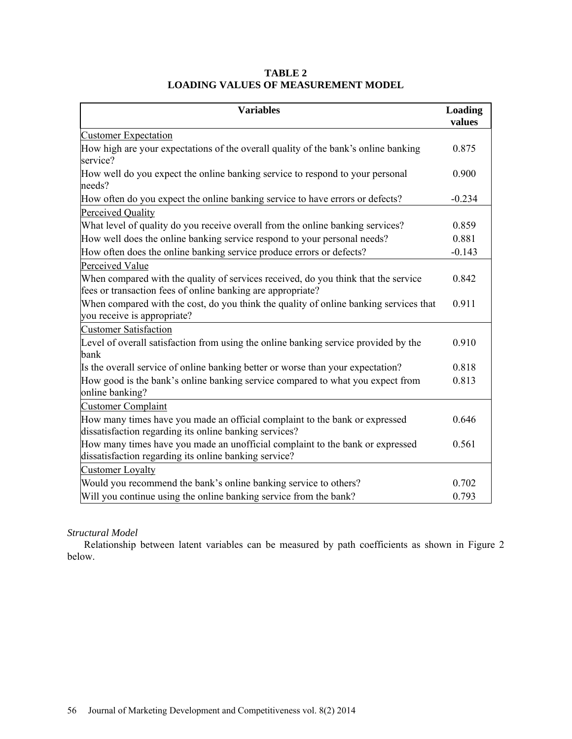**TABLE 2**
**LOADING VALUES OF MEASUREMENT MODEL**

| Variables | Loading values |
|---|---|
| Customer Expectation | |
| How high are your expectations of the overall quality of the bank's online banking service? | 0.875 |
| How well do you expect the online banking service to respond to your personal needs? | 0.900 |
| How often do you expect the online banking service to have errors or defects? | -0.234 |
| Perceived Quality | |
| What level of quality do you receive overall from the online banking services? | 0.859 |
| How well does the online banking service respond to your personal needs? | 0.881 |
| How often does the online banking service produce errors or defects? | -0.143 |
| Perceived Value | |
| When compared with the quality of services received, do you think that the service fees or transaction fees of online banking are appropriate? | 0.842 |
| When compared with the cost, do you think the quality of online banking services that you receive is appropriate? | 0.911 |
| Customer Satisfaction | |
| Level of overall satisfaction from using the online banking service provided by the bank | 0.910 |
| Is the overall service of online banking better or worse than your expectation? | 0.818 |
| How good is the bank's online banking service compared to what you expect from online banking? | 0.813 |
| Customer Complaint | |
| How many times have you made an official complaint to the bank or expressed dissatisfaction regarding its online banking services? | 0.646 |
| How many times have you made an unofficial complaint to the bank or expressed dissatisfaction regarding its online banking service? | 0.561 |
| Customer Loyalty | |
| Would you recommend the bank's online banking service to others? | 0.702 |
| Will you continue using the online banking service from the bank? | 0.793 |

*Structural Model*

Relationship between latent variables can be measured by path coefficients as shown in Figure 2 below.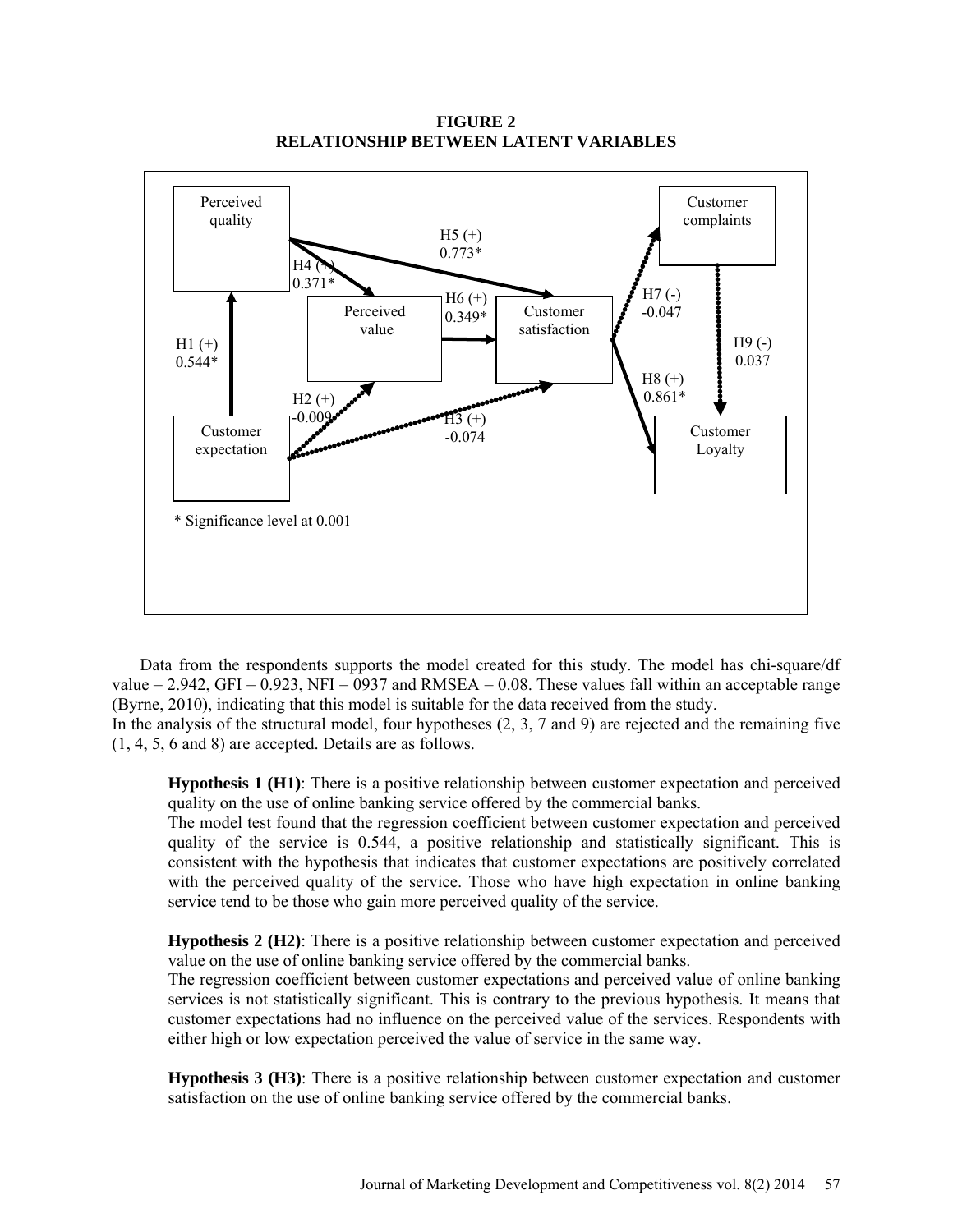**FIGURE 2**
**RELATIONSHIP BETWEEN LATENT VARIABLES**

Perceived quality

Customer complaints

H5 (+) 0.773*

H4 (+) 0.371*

H6 (+) 0.349*

H7 (-) -0.047

Perceived value

Customer satisfaction

H1 (+) 0.544*

H9 (-) 0.037

H8 (+) 0.861*

H2 (+) -0.009

H3 (+) -0.074

Customer expectation

Customer Loyalty

\* Significance level at 0.001

Data from the respondents supports the model created for this study. The model has chi-square/df value = 2.942, GFI = 0.923, NFI = 0937 and RMSEA = 0.08. These values fall within an acceptable range (Byrne, 2010), indicating that this model is suitable for the data received from the study.
In the analysis of the structural model, four hypotheses (2, 3, 7 and 9) are rejected and the remaining five (1, 4, 5, 6 and 8) are accepted. Details are as follows.

**Hypothesis 1 (H1)**: There is a positive relationship between customer expectation and perceived quality on the use of online banking service offered by the commercial banks.
The model test found that the regression coefficient between customer expectation and perceived quality of the service is 0.544, a positive relationship and statistically significant. This is consistent with the hypothesis that indicates that customer expectations are positively correlated with the perceived quality of the service. Those who have high expectation in online banking service tend to be those who gain more perceived quality of the service.

**Hypothesis 2 (H2)**: There is a positive relationship between customer expectation and perceived value on the use of online banking service offered by the commercial banks.
The regression coefficient between customer expectations and perceived value of online banking services is not statistically significant. This is contrary to the previous hypothesis. It means that customer expectations had no influence on the perceived value of the services. Respondents with either high or low expectation perceived the value of service in the same way.

**Hypothesis 3 (H3)**: There is a positive relationship between customer expectation and customer satisfaction on the use of online banking service offered by the commercial banks.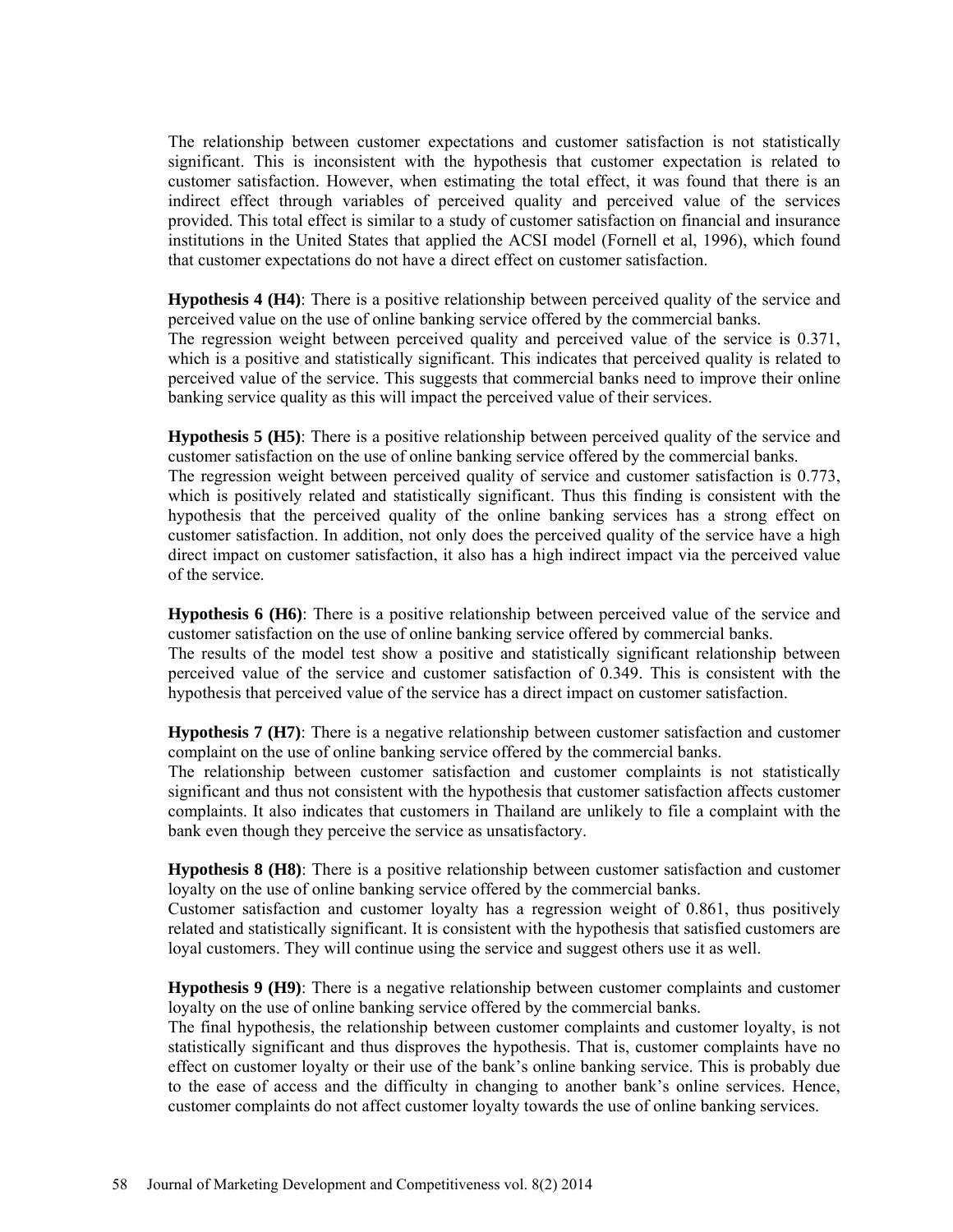The relationship between customer expectations and customer satisfaction is not statistically significant. This is inconsistent with the hypothesis that customer expectation is related to customer satisfaction. However, when estimating the total effect, it was found that there is an indirect effect through variables of perceived quality and perceived value of the services provided. This total effect is similar to a study of customer satisfaction on financial and insurance institutions in the United States that applied the ACSI model (Fornell et al, 1996), which found that customer expectations do not have a direct effect on customer satisfaction.

**Hypothesis 4 (H4)**: There is a positive relationship between perceived quality of the service and perceived value on the use of online banking service offered by the commercial banks.
The regression weight between perceived quality and perceived value of the service is 0.371, which is a positive and statistically significant. This indicates that perceived quality is related to perceived value of the service. This suggests that commercial banks need to improve their online banking service quality as this will impact the perceived value of their services.

**Hypothesis 5 (H5)**: There is a positive relationship between perceived quality of the service and customer satisfaction on the use of online banking service offered by the commercial banks.
The regression weight between perceived quality of service and customer satisfaction is 0.773, which is positively related and statistically significant. Thus this finding is consistent with the hypothesis that the perceived quality of the online banking services has a strong effect on customer satisfaction. In addition, not only does the perceived quality of the service have a high direct impact on customer satisfaction, it also has a high indirect impact via the perceived value of the service.

**Hypothesis 6 (H6)**: There is a positive relationship between perceived value of the service and customer satisfaction on the use of online banking service offered by commercial banks.
The results of the model test show a positive and statistically significant relationship between perceived value of the service and customer satisfaction of 0.349. This is consistent with the hypothesis that perceived value of the service has a direct impact on customer satisfaction.

**Hypothesis 7 (H7)**: There is a negative relationship between customer satisfaction and customer complaint on the use of online banking service offered by the commercial banks.
The relationship between customer satisfaction and customer complaints is not statistically significant and thus not consistent with the hypothesis that customer satisfaction affects customer complaints. It also indicates that customers in Thailand are unlikely to file a complaint with the bank even though they perceive the service as unsatisfactory.

**Hypothesis 8 (H8)**: There is a positive relationship between customer satisfaction and customer loyalty on the use of online banking service offered by the commercial banks.
Customer satisfaction and customer loyalty has a regression weight of 0.861, thus positively related and statistically significant. It is consistent with the hypothesis that satisfied customers are loyal customers. They will continue using the service and suggest others use it as well.

**Hypothesis 9 (H9)**: There is a negative relationship between customer complaints and customer loyalty on the use of online banking service offered by the commercial banks.
The final hypothesis, the relationship between customer complaints and customer loyalty, is not statistically significant and thus disproves the hypothesis. That is, customer complaints have no effect on customer loyalty or their use of the bank's online banking service. This is probably due to the ease of access and the difficulty in changing to another bank's online services. Hence, customer complaints do not affect customer loyalty towards the use of online banking services.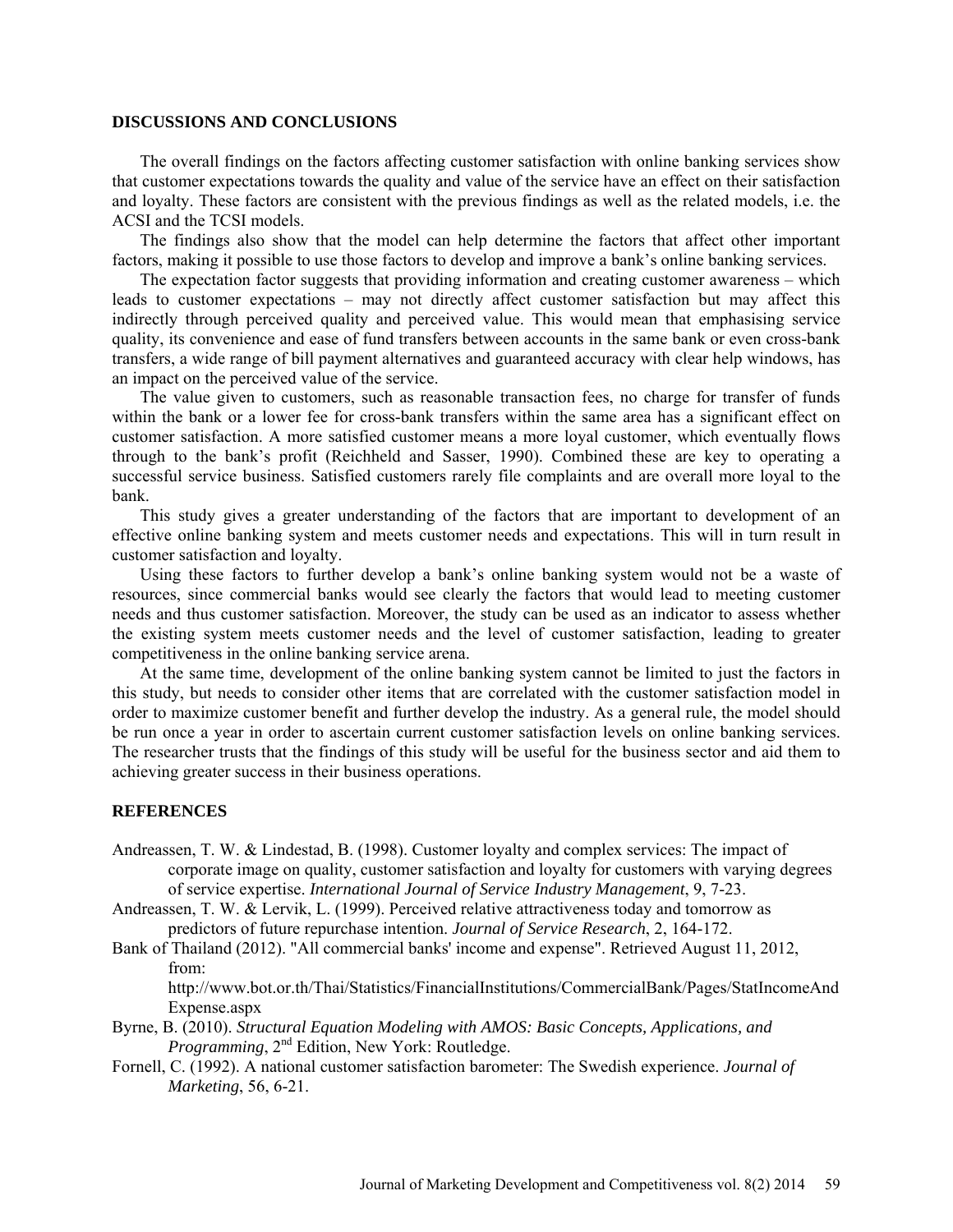## DISCUSSIONS AND CONCLUSIONS

The overall findings on the factors affecting customer satisfaction with online banking services show that customer expectations towards the quality and value of the service have an effect on their satisfaction and loyalty. These factors are consistent with the previous findings as well as the related models, i.e. the ACSI and the TCSI models.

The findings also show that the model can help determine the factors that affect other important factors, making it possible to use those factors to develop and improve a bank's online banking services.

The expectation factor suggests that providing information and creating customer awareness – which leads to customer expectations – may not directly affect customer satisfaction but may affect this indirectly through perceived quality and perceived value. This would mean that emphasising service quality, its convenience and ease of fund transfers between accounts in the same bank or even cross-bank transfers, a wide range of bill payment alternatives and guaranteed accuracy with clear help windows, has an impact on the perceived value of the service.

The value given to customers, such as reasonable transaction fees, no charge for transfer of funds within the bank or a lower fee for cross-bank transfers within the same area has a significant effect on customer satisfaction. A more satisfied customer means a more loyal customer, which eventually flows through to the bank's profit (Reichheld and Sasser, 1990). Combined these are key to operating a successful service business. Satisfied customers rarely file complaints and are overall more loyal to the bank.

This study gives a greater understanding of the factors that are important to development of an effective online banking system and meets customer needs and expectations. This will in turn result in customer satisfaction and loyalty.

Using these factors to further develop a bank's online banking system would not be a waste of resources, since commercial banks would see clearly the factors that would lead to meeting customer needs and thus customer satisfaction. Moreover, the study can be used as an indicator to assess whether the existing system meets customer needs and the level of customer satisfaction, leading to greater competitiveness in the online banking service arena.

At the same time, development of the online banking system cannot be limited to just the factors in this study, but needs to consider other items that are correlated with the customer satisfaction model in order to maximize customer benefit and further develop the industry. As a general rule, the model should be run once a year in order to ascertain current customer satisfaction levels on online banking services. The researcher trusts that the findings of this study will be useful for the business sector and aid them to achieving greater success in their business operations.

## REFERENCES

Andreassen, T. W. & Lindestad, B. (1998). Customer loyalty and complex services: The impact of corporate image on quality, customer satisfaction and loyalty for customers with varying degrees of service expertise. *International Journal of Service Industry Management*, 9, 7-23.

Andreassen, T. W. & Lervik, L. (1999). Perceived relative attractiveness today and tomorrow as predictors of future repurchase intention. *Journal of Service Research*, 2, 164-172.

Bank of Thailand (2012). "All commercial banks' income and expense". Retrieved August 11, 2012, from: http://www.bot.or.th/Thai/Statistics/FinancialInstitutions/CommercialBank/Pages/StatIncomeAndExpense.aspx

Byrne, B. (2010). *Structural Equation Modeling with AMOS: Basic Concepts, Applications, and Programming*, 2nd Edition, New York: Routledge.

Fornell, C. (1992). A national customer satisfaction barometer: The Swedish experience. *Journal of Marketing*, 56, 6-21.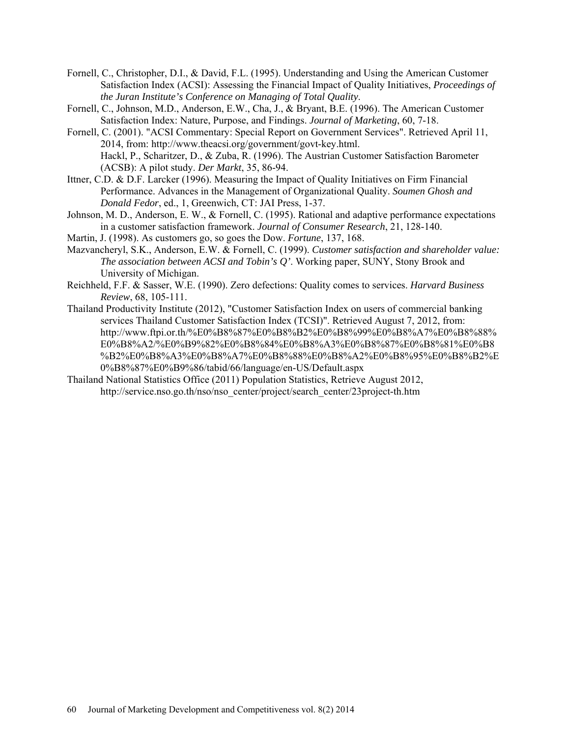Fornell, C., Christopher, D.I., & David, F.L. (1995). Understanding and Using the American Customer Satisfaction Index (ACSI): Assessing the Financial Impact of Quality Initiatives, *Proceedings of the Juran Institute's Conference on Managing of Total Quality*.

Fornell, C., Johnson, M.D., Anderson, E.W., Cha, J., & Bryant, B.E. (1996). The American Customer Satisfaction Index: Nature, Purpose, and Findings. *Journal of Marketing*, 60, 7-18.

Fornell, C. (2001). "ACSI Commentary: Special Report on Government Services". Retrieved April 11, 2014, from: http://www.theacsi.org/government/govt-key.html.

Hackl, P., Scharitzer, D., & Zuba, R. (1996). The Austrian Customer Satisfaction Barometer (ACSB): A pilot study. *Der Markt*, 35, 86-94.

Ittner, C.D. & D.F. Larcker (1996). Measuring the Impact of Quality Initiatives on Firm Financial Performance. Advances in the Management of Organizational Quality. *Soumen Ghosh and Donald Fedor*, ed., 1, Greenwich, CT: JAI Press, 1-37.

Johnson, M. D., Anderson, E. W., & Fornell, C. (1995). Rational and adaptive performance expectations in a customer satisfaction framework. *Journal of Consumer Research*, 21, 128-140.

Martin, J. (1998). As customers go, so goes the Dow. *Fortune*, 137, 168.

Mazvancheryl, S.K., Anderson, E.W. & Fornell, C. (1999). *Customer satisfaction and shareholder value: The association between ACSI and Tobin's Q'*. Working paper, SUNY, Stony Brook and University of Michigan.

Reichheld, F.F. & Sasser, W.E. (1990). Zero defections: Quality comes to services. *Harvard Business Review*, 68, 105-111.

Thailand Productivity Institute (2012), "Customer Satisfaction Index on users of commercial banking services Thailand Customer Satisfaction Index (TCSI)". Retrieved August 7, 2012, from: http://www.ftpi.or.th/%E0%B8%87%E0%B8%B2%E0%B8%99%E0%B8%A7%E0%B8%88%E0%B8%A2/%E0%B9%82%E0%B8%84%E0%B8%A3%E0%B8%87%E0%B8%81%E0%B8%B2%E0%B8%A3%E0%B8%A7%E0%B8%88%E0%B8%A2%E0%B8%95%E0%B8%B2%E0%B8%87%E0%B9%86/tabid/66/language/en-US/Default.aspx

Thailand National Statistics Office (2011) Population Statistics, Retrieve August 2012, http://service.nso.go.th/nso/nso_center/project/search_center/23project-th.htm